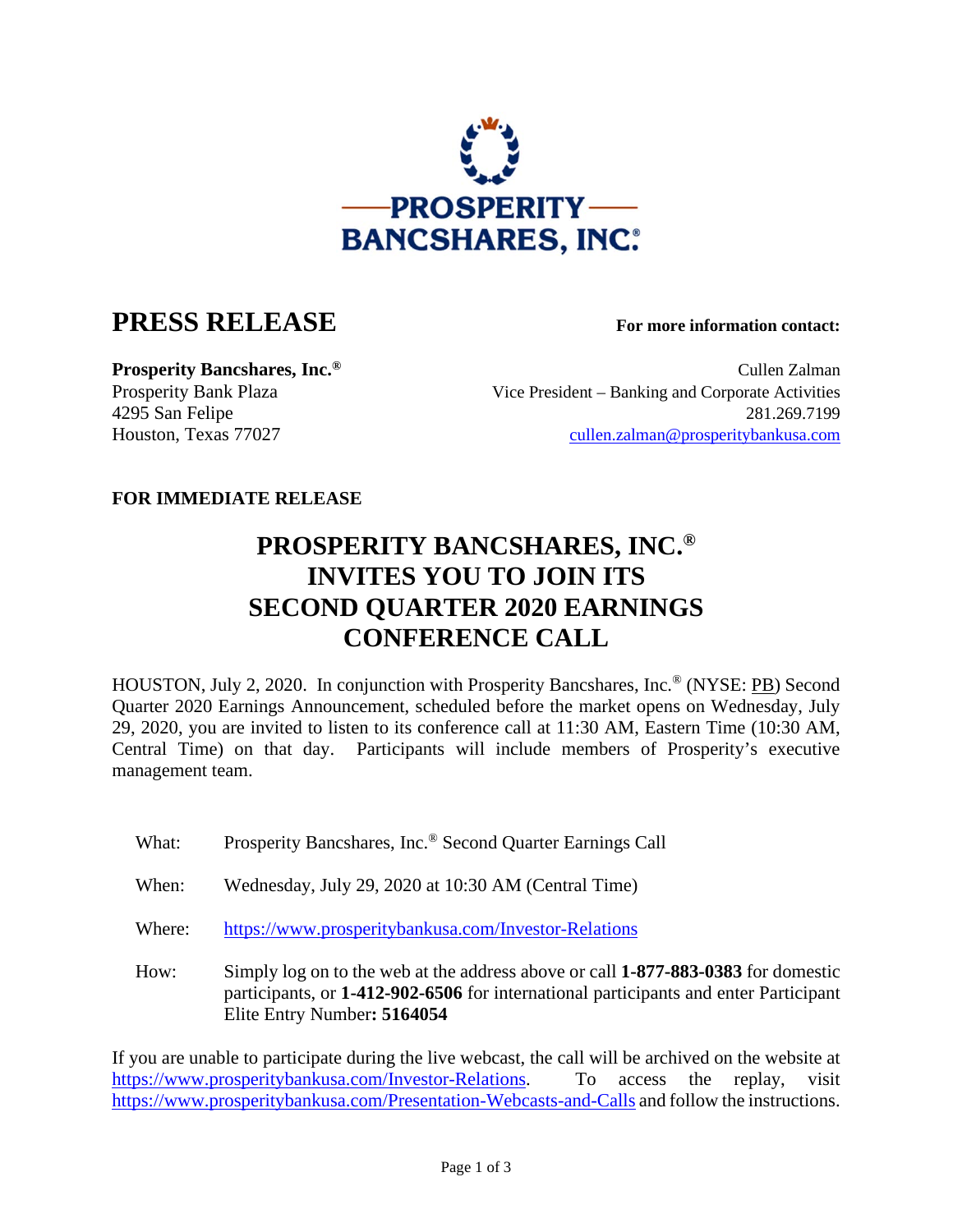PROSPERITY BANCSHARES, INC.®

# PRESS RELEASE

**For more information contact:**

**Prosperity Bancshares, Inc.®**
Prosperity Bank Plaza
4295 San Felipe
Houston, Texas 77027

Cullen Zalman
Vice President – Banking and Corporate Activities
281.269.7199
cullen.zalman@prosperitybankusa.com

**FOR IMMEDIATE RELEASE**

## PROSPERITY BANCSHARES, INC.® INVITES YOU TO JOIN ITS SECOND QUARTER 2020 EARNINGS CONFERENCE CALL

HOUSTON, July 2, 2020. In conjunction with Prosperity Bancshares, Inc.® (NYSE: PB) Second Quarter 2020 Earnings Announcement, scheduled before the market opens on Wednesday, July 29, 2020, you are invited to listen to its conference call at 11:30 AM, Eastern Time (10:30 AM, Central Time) on that day. Participants will include members of Prosperity's executive management team.

What: Prosperity Bancshares, Inc.® Second Quarter Earnings Call

When: Wednesday, July 29, 2020 at 10:30 AM (Central Time)

Where: https://www.prosperitybankusa.com/Investor-Relations

How: Simply log on to the web at the address above or call **1-877-883-0383** for domestic participants, or **1-412-902-6506** for international participants and enter Participant Elite Entry Number**: 5164054**

If you are unable to participate during the live webcast, the call will be archived on the website at https://www.prosperitybankusa.com/Investor-Relations. To access the replay, visit https://www.prosperitybankusa.com/Presentation-Webcasts-and-Calls and follow the instructions.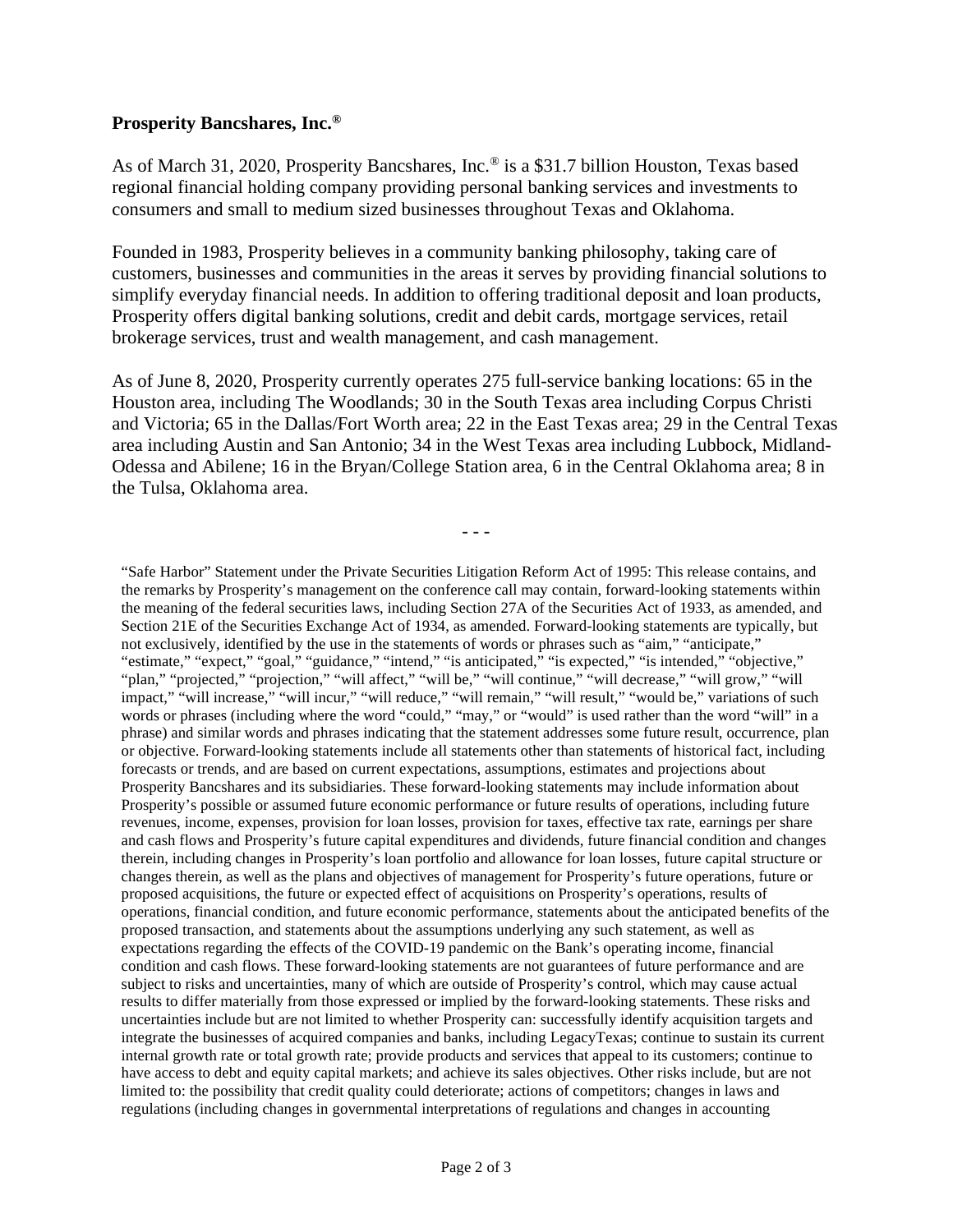**Prosperity Bancshares, Inc.®**

As of March 31, 2020, Prosperity Bancshares, Inc.® is a $31.7 billion Houston, Texas based regional financial holding company providing personal banking services and investments to consumers and small to medium sized businesses throughout Texas and Oklahoma.

Founded in 1983, Prosperity believes in a community banking philosophy, taking care of customers, businesses and communities in the areas it serves by providing financial solutions to simplify everyday financial needs. In addition to offering traditional deposit and loan products, Prosperity offers digital banking solutions, credit and debit cards, mortgage services, retail brokerage services, trust and wealth management, and cash management.

As of June 8, 2020, Prosperity currently operates 275 full-service banking locations: 65 in the Houston area, including The Woodlands; 30 in the South Texas area including Corpus Christi and Victoria; 65 in the Dallas/Fort Worth area; 22 in the East Texas area; 29 in the Central Texas area including Austin and San Antonio; 34 in the West Texas area including Lubbock, Midland-Odessa and Abilene; 16 in the Bryan/College Station area, 6 in the Central Oklahoma area; 8 in the Tulsa, Oklahoma area.

- - -

"Safe Harbor" Statement under the Private Securities Litigation Reform Act of 1995: This release contains, and the remarks by Prosperity's management on the conference call may contain, forward-looking statements within the meaning of the federal securities laws, including Section 27A of the Securities Act of 1933, as amended, and Section 21E of the Securities Exchange Act of 1934, as amended. Forward-looking statements are typically, but not exclusively, identified by the use in the statements of words or phrases such as "aim," "anticipate," "estimate," "expect," "goal," "guidance," "intend," "is anticipated," "is expected," "is intended," "objective," "plan," "projected," "projection," "will affect," "will be," "will continue," "will decrease," "will grow," "will impact," "will increase," "will incur," "will reduce," "will remain," "will result," "would be," variations of such words or phrases (including where the word "could," "may," or "would" is used rather than the word "will" in a phrase) and similar words and phrases indicating that the statement addresses some future result, occurrence, plan or objective. Forward-looking statements include all statements other than statements of historical fact, including forecasts or trends, and are based on current expectations, assumptions, estimates and projections about Prosperity Bancshares and its subsidiaries. These forward-looking statements may include information about Prosperity's possible or assumed future economic performance or future results of operations, including future revenues, income, expenses, provision for loan losses, provision for taxes, effective tax rate, earnings per share and cash flows and Prosperity's future capital expenditures and dividends, future financial condition and changes therein, including changes in Prosperity's loan portfolio and allowance for loan losses, future capital structure or changes therein, as well as the plans and objectives of management for Prosperity's future operations, future or proposed acquisitions, the future or expected effect of acquisitions on Prosperity's operations, results of operations, financial condition, and future economic performance, statements about the anticipated benefits of the proposed transaction, and statements about the assumptions underlying any such statement, as well as expectations regarding the effects of the COVID-19 pandemic on the Bank's operating income, financial condition and cash flows. These forward-looking statements are not guarantees of future performance and are subject to risks and uncertainties, many of which are outside of Prosperity's control, which may cause actual results to differ materially from those expressed or implied by the forward-looking statements. These risks and uncertainties include but are not limited to whether Prosperity can: successfully identify acquisition targets and integrate the businesses of acquired companies and banks, including LegacyTexas; continue to sustain its current internal growth rate or total growth rate; provide products and services that appeal to its customers; continue to have access to debt and equity capital markets; and achieve its sales objectives. Other risks include, but are not limited to: the possibility that credit quality could deteriorate; actions of competitors; changes in laws and regulations (including changes in governmental interpretations of regulations and changes in accounting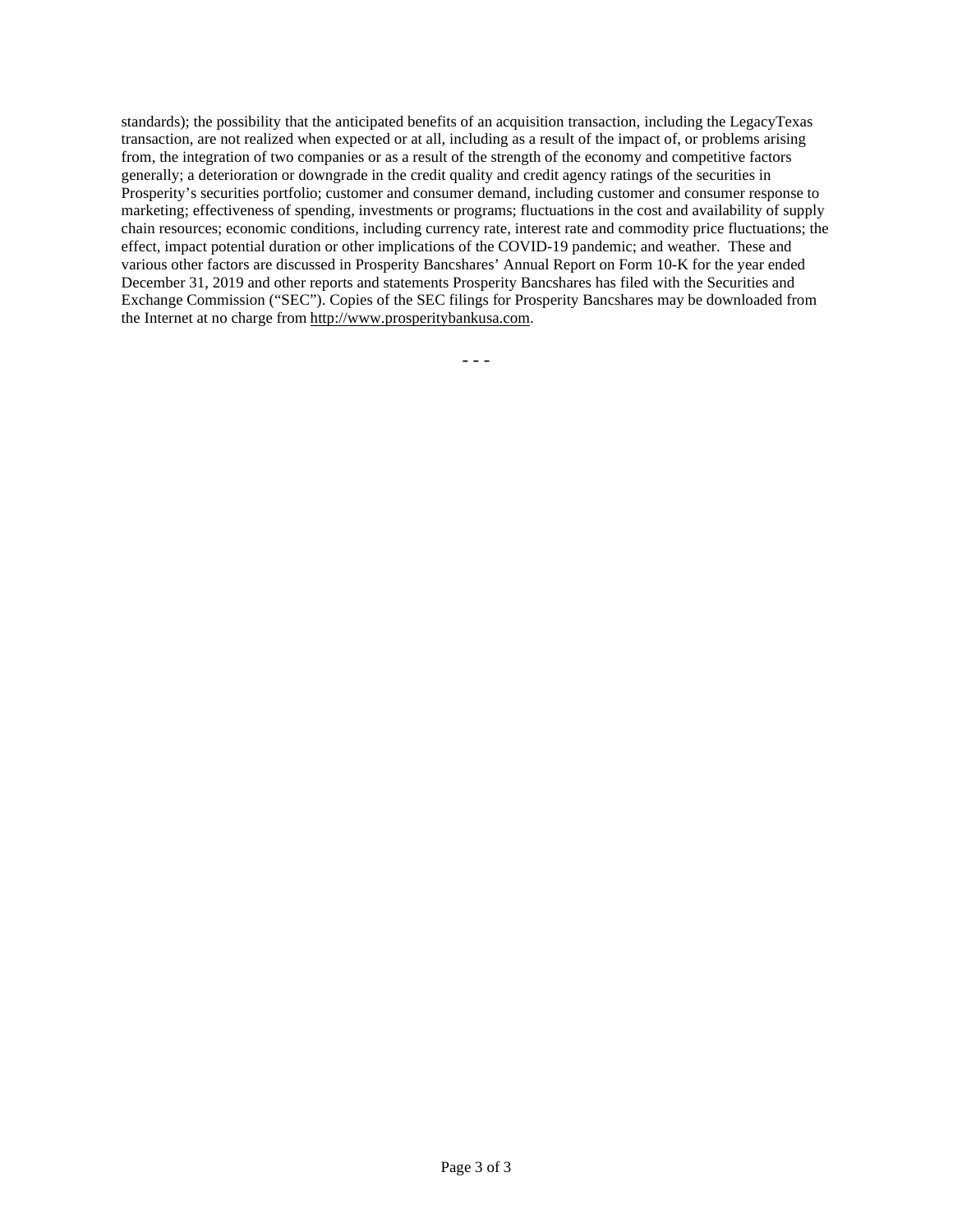standards); the possibility that the anticipated benefits of an acquisition transaction, including the LegacyTexas transaction, are not realized when expected or at all, including as a result of the impact of, or problems arising from, the integration of two companies or as a result of the strength of the economy and competitive factors generally; a deterioration or downgrade in the credit quality and credit agency ratings of the securities in Prosperity's securities portfolio; customer and consumer demand, including customer and consumer response to marketing; effectiveness of spending, investments or programs; fluctuations in the cost and availability of supply chain resources; economic conditions, including currency rate, interest rate and commodity price fluctuations; the effect, impact potential duration or other implications of the COVID-19 pandemic; and weather. These and various other factors are discussed in Prosperity Bancshares' Annual Report on Form 10-K for the year ended December 31, 2019 and other reports and statements Prosperity Bancshares has filed with the Securities and Exchange Commission ("SEC"). Copies of the SEC filings for Prosperity Bancshares may be downloaded from the Internet at no charge from http://www.prosperitybankusa.com.

- - -